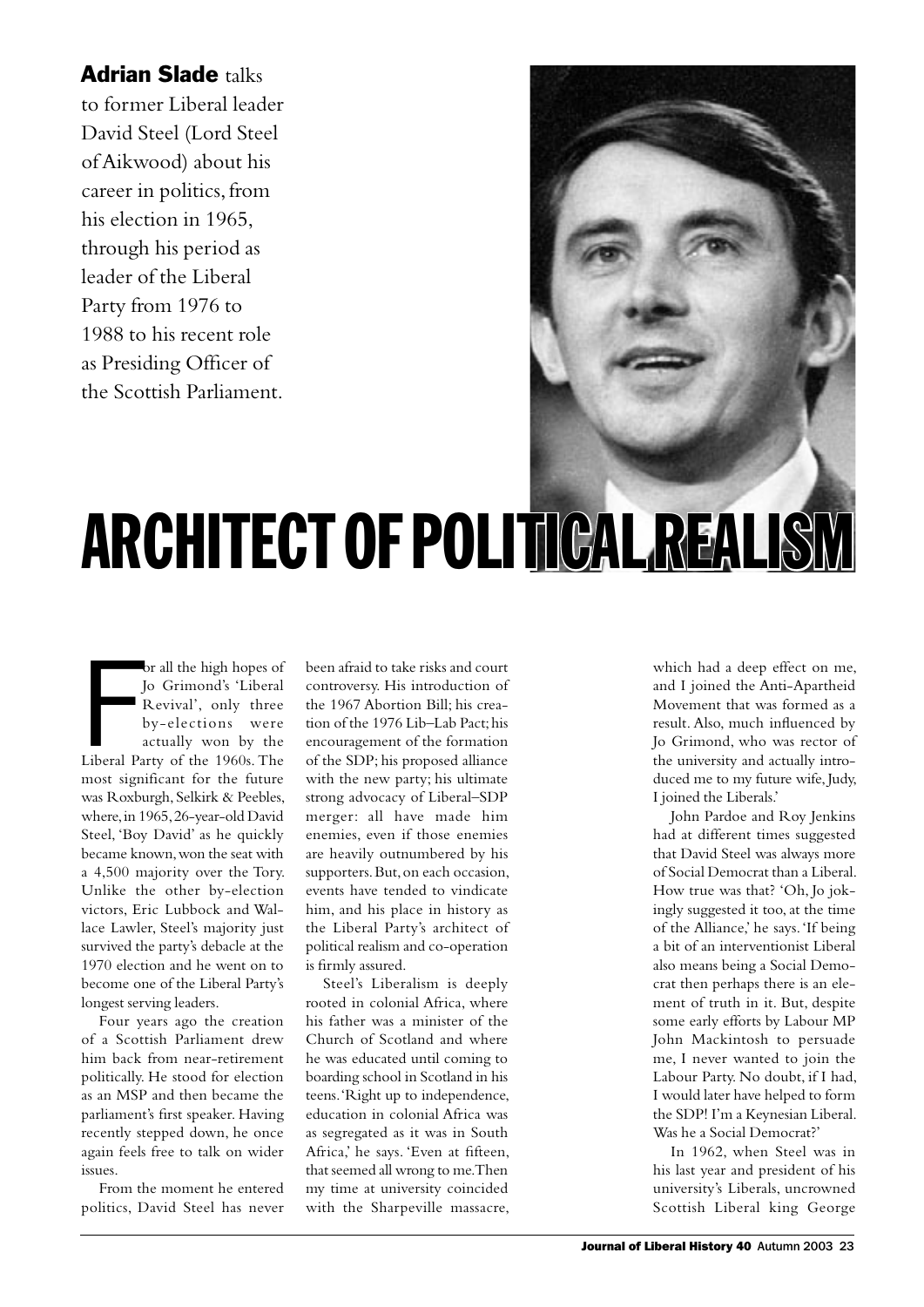**Adrian Slade** talks to former Liberal leader David Steel (Lord Steel of Aikwood) about his career in politics, from his election in 1965, through his period as leader of the Liberal Party from 1976 to 1988 to his recent role as Presiding Officer of the Scottish Parliament.

# ARCHITECT OF POLITICAL REALISM

For all the high hopes of Jo Grimond's 'Liberal Revival', only three by-elections were actually won by the Liberal Party of the 1960s. The most significant for the future was Roxburgh, Selkirk & Peebles, where, in 1965, 26-year-old David Steel, 'Boy David' as he quickly became known, won the seat with a 4,500 majority over the Tory. Unlike the other by-election victors, Eric Lubbock and Wallace Lawler, Steel's majority just survived the party's debacle at the 1970 election and he went on to become one of the Liberal Party's longest serving leaders.

Four years ago the creation of a Scottish Parliament drew him back from near-retirement politically. He stood for election as an MSP and then became the parliament's first speaker. Having recently stepped down, he once again feels free to talk on wider issues.

From the moment he entered politics, David Steel has never been afraid to take risks and court controversy. His introduction of the 1967 Abortion Bill; his creation of the 1976 Lib–Lab Pact; his encouragement of the formation of the SDP; his proposed alliance with the new party; his ultimate strong advocacy of Liberal–SDP merger: all have made him enemies, even if those enemies are heavily outnumbered by his supporters. But, on each occasion, events have tended to vindicate him, and his place in history as the Liberal Party's architect of political realism and co-operation is firmly assured.

Steel's Liberalism is deeply rooted in colonial Africa, where his father was a minister of the Church of Scotland and where he was educated until coming to boarding school in Scotland in his teens. 'Right up to independence, education in colonial Africa was as segregated as it was in South Africa,' he says. 'Even at fifteen, that seemed all wrong to me. Then my time at university coincided with the Sharpeville massacre, which had a deep effect on me, and I joined the Anti-Apartheid Movement that was formed as a result. Also, much influenced by Jo Grimond, who was rector of the university and actually introduced me to my future wife, Judy, I joined the Liberals.'

John Pardoe and Roy Jenkins had at different times suggested that David Steel was always more of Social Democrat than a Liberal. How true was that? 'Oh, Jo jokingly suggested it too, at the time of the Alliance,' he says. 'If being a bit of an interventionist Liberal also means being a Social Democrat then perhaps there is an element of truth in it. But, despite some early efforts by Labour MP John Mackintosh to persuade me, I never wanted to join the Labour Party. No doubt, if I had, I would later have helped to form the SDP! I'm a Keynesian Liberal. Was he a Social Democrat?'

In 1962, when Steel was in his last year and president of his university's Liberals, uncrowned Scottish Liberal king George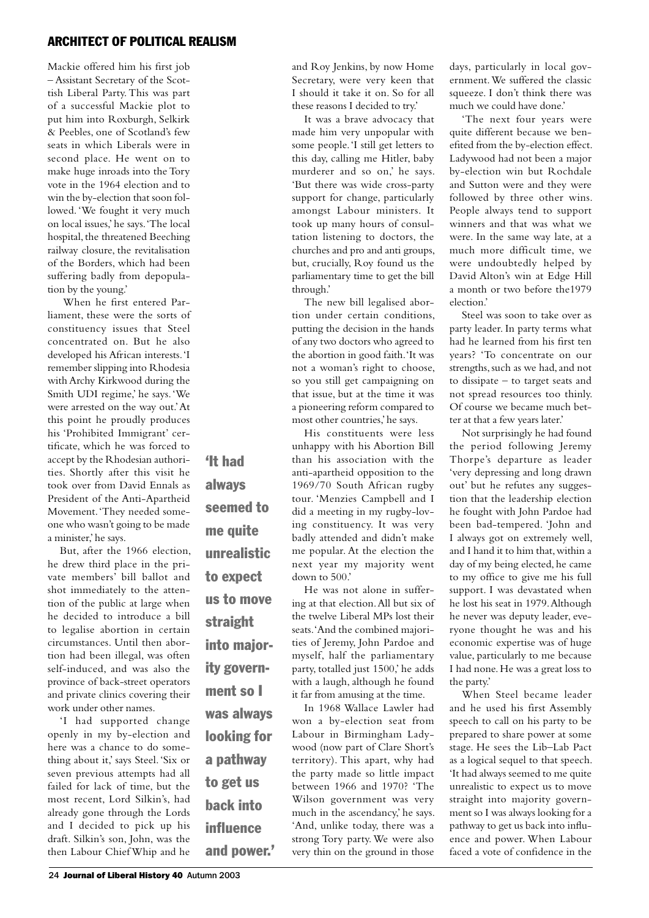Mackie offered him his first job – Assistant Secretary of the Scottish Liberal Party. This was part of a successful Mackie plot to put him into Roxburgh, Selkirk & Peebles, one of Scotland's few seats in which Liberals were in second place. He went on to make huge inroads into the Tory vote in the 1964 election and to win the by-election that soon followed. 'We fought it very much on local issues,' he says. 'The local hospital, the threatened Beeching railway closure, the revitalisation of the Borders, which had been suffering badly from depopulation by the young.'

When he first entered Parliament, these were the sorts of constituency issues that Steel concentrated on. But he also developed his African interests. 'I remember slipping into Rhodesia with Archy Kirkwood during the Smith UDI regime,' he says. 'We were arrested on the way out.' At this point he proudly produces his 'Prohibited Immigrant' certificate, which he was forced to accept by the Rhodesian authorities. Shortly after this visit he took over from David Ennals as President of the Anti-Apartheid Movement. 'They needed someone who wasn't going to be made a minister,' he says.

But, after the 1966 election, he drew third place in the private members' bill ballot and shot immediately to the attention of the public at large when he decided to introduce a bill to legalise abortion in certain circumstances. Until then abortion had been illegal, was often self-induced, and was also the province of back-street operators and private clinics covering their work under other names.

'I had supported change openly in my by-election and here was a chance to do something about it,' says Steel. 'Six or seven previous attempts had all failed for lack of time, but the most recent, Lord Silkin's, had already gone through the Lords and I decided to pick up his draft. Silkin's son, John, was the then Labour Chief Whip and he and Roy Jenkins, by now Home Secretary, were very keen that I should it take it on. So for all these reasons I decided to try.'

It was a brave advocacy that made him very unpopular with some people. 'I still get letters to this day, calling me Hitler, baby murderer and so on,' he says. 'But there was wide cross-party support for change, particularly amongst Labour ministers. It took up many hours of consultation listening to doctors, the churches and pro and anti groups, but, crucially, Roy found us the parliamentary time to get the bill through.'

The new bill legalised abortion under certain conditions, putting the decision in the hands of any two doctors who agreed to the abortion in good faith. 'It was not a woman's right to choose, so you still get campaigning on that issue, but at the time it was a pioneering reform compared to most other countries,' he says.

His constituents were less unhappy with his Abortion Bill than his association with the anti-apartheid opposition to the 1969/70 South African rugby tour. 'Menzies Campbell and I did a meeting in my rugby-loving constituency. It was very badly attended and didn't make me popular. At the election the next year my majority went down to 500.'

He was not alone in suffering at that election. All but six of the twelve Liberal MPs lost their seats. 'And the combined majorities of Jeremy, John Pardoe and myself, half the parliamentary party, totalled just 1500,' he adds with a laugh, although he found it far from amusing at the time.

In 1968 Wallace Lawler had won a by-election seat from Labour in Birmingham Ladywood (now part of Clare Short's territory). This apart, why had the party made so little impact between 1966 and 1970? 'The Wilson government was very much in the ascendancy,' he says. 'And, unlike today, there was a strong Tory party. We were also very thin on the ground in those days, particularly in local government. We suffered the classic squeeze. I don't think there was much we could have done.'

'The next four years were quite different because we benefited from the by-election effect. Ladywood had not been a major by-election win but Rochdale and Sutton were and they were followed by three other wins. People always tend to support winners and that was what we were. In the same way late, at a much more difficult time, we were undoubtedly helped by David Alton's win at Edge Hill a month or two before the1979 election.'

Steel was soon to take over as party leader. In party terms what had he learned from his first ten years? 'To concentrate on our strengths, such as we had, and not to dissipate – to target seats and not spread resources too thinly. Of course we became much better at that a few years later.'

Not surprisingly he had found the period following Jeremy Thorpe's departure as leader 'very depressing and long drawn out' but he refutes any suggestion that the leadership election he fought with John Pardoe had been bad-tempered. 'John and I always got on extremely well, and I hand it to him that, within a day of my being elected, he came to my office to give me his full support. I was devastated when he lost his seat in 1979. Although he never was deputy leader, everyone thought he was and his economic expertise was of huge value, particularly to me because I had none. He was a great loss to the party.'

When Steel became leader and he used his first Assembly speech to call on his party to be prepared to share power at some stage. He sees the Lib–Lab Pact as a logical sequel to that speech. 'It had always seemed to me quite unrealistic to expect us to move straight into majority government so I was always looking for a pathway to get us back into influence and power. When Labour faced a vote of confidence in the

**'It had always seemed to me quite unrealistic to expect us to move straight into majority government so I was always looking for a pathway to get us back into influence and power.'**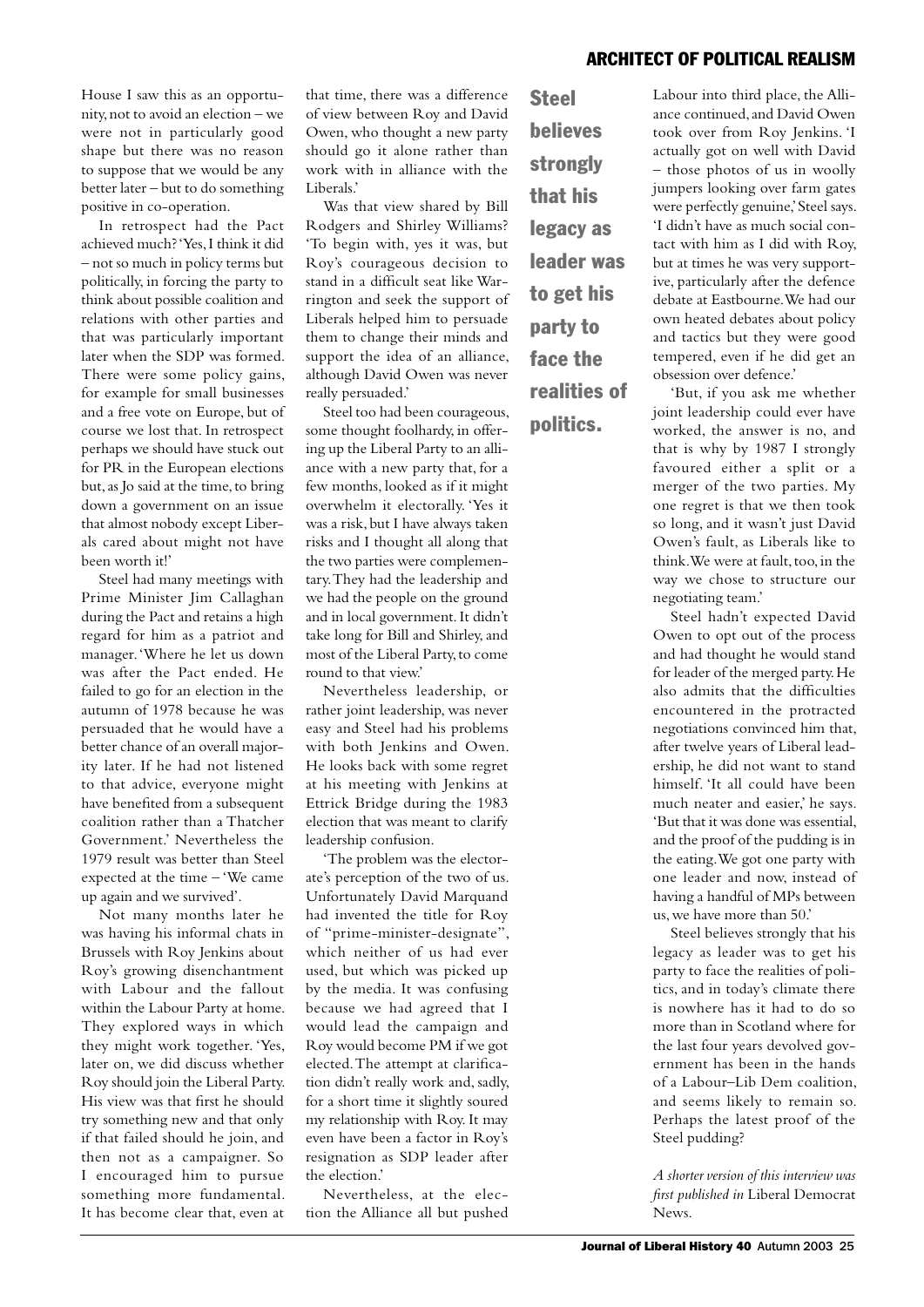House I saw this as an opportunity, not to avoid an election – we were not in particularly good shape but there was no reason to suppose that we would be any better later – but to do something positive in co-operation.

In retrospect had the Pact achieved much? 'Yes, I think it did – not so much in policy terms but politically, in forcing the party to think about possible coalition and relations with other parties and that was particularly important later when the SDP was formed. There were some policy gains, for example for small businesses and a free vote on Europe, but of course we lost that. In retrospect perhaps we should have stuck out for PR in the European elections but, as Jo said at the time, to bring down a government on an issue that almost nobody except Liberals cared about might not have been worth it!'

Steel had many meetings with Prime Minister Jim Callaghan during the Pact and retains a high regard for him as a patriot and manager. 'Where he let us down was after the Pact ended. He failed to go for an election in the autumn of 1978 because he was persuaded that he would have a better chance of an overall majority later. If he had not listened to that advice, everyone might have benefited from a subsequent coalition rather than a Thatcher Government.' Nevertheless the 1979 result was better than Steel expected at the time – 'We came up again and we survived'.

Not many months later he was having his informal chats in Brussels with Roy Jenkins about Roy's growing disenchantment with Labour and the fallout within the Labour Party at home. They explored ways in which they might work together. 'Yes, later on, we did discuss whether Roy should join the Liberal Party. His view was that first he should try something new and that only if that failed should he join, and then not as a campaigner. So I encouraged him to pursue something more fundamental. It has become clear that, even at that time, there was a difference of view between Roy and David Owen, who thought a new party should go it alone rather than work with in alliance with the Liberals.'

Was that view shared by Bill Rodgers and Shirley Williams? 'To begin with, yes it was, but Roy's courageous decision to stand in a difficult seat like Warrington and seek the support of Liberals helped him to persuade them to change their minds and support the idea of an alliance, although David Owen was never really persuaded.'

Steel too had been courageous, some thought foolhardy, in offering up the Liberal Party to an alliance with a new party that, for a few months, looked as if it might overwhelm it electorally. 'Yes it was a risk, but I have always taken risks and I thought all along that the two parties were complementary. They had the leadership and we had the people on the ground and in local government. It didn't take long for Bill and Shirley, and most of the Liberal Party, to come round to that view.'

Nevertheless leadership, or rather joint leadership, was never easy and Steel had his problems with both Jenkins and Owen. He looks back with some regret at his meeting with Jenkins at Ettrick Bridge during the 1983 election that was meant to clarify leadership confusion.

'The problem was the electorate's perception of the two of us. Unfortunately David Marquand had invented the title for Roy of "prime-minister-designate", which neither of us had ever used, but which was picked up by the media. It was confusing because we had agreed that I would lead the campaign and Roy would become PM if we got elected. The attempt at clarification didn't really work and, sadly, for a short time it slightly soured my relationship with Roy. It may even have been a factor in Roy's resignation as SDP leader after the election.'

Nevertheless, at the election the Alliance all but pushed Labour into third place, the Alliance continued, and David Owen took over from Roy Jenkins. 'I actually got on well with David – those photos of us in woolly jumpers looking over farm gates were perfectly genuine,' Steel says. 'I didn't have as much social contact with him as I did with Roy, but at times he was very supportive, particularly after the defence debate at Eastbourne. We had our own heated debates about policy and tactics but they were good tempered, even if he did get an obsession over defence.'

'But, if you ask me whether joint leadership could ever have worked, the answer is no, and that is why by 1987 I strongly favoured either a split or a merger of the two parties. My one regret is that we then took so long, and it wasn't just David Owen's fault, as Liberals like to think. We were at fault, too, in the way we chose to structure our negotiating team.'

Steel hadn't expected David Owen to opt out of the process and had thought he would stand for leader of the merged party. He also admits that the difficulties encountered in the protracted negotiations convinced him that, after twelve years of Liberal leadership, he did not want to stand himself. 'It all could have been much neater and easier,' he says. 'But that it was done was essential, and the proof of the pudding is in the eating. We got one party with one leader and now, instead of having a handful of MPs between us, we have more than 50.'

Steel believes strongly that his legacy as leader was to get his party to face the realities of politics, and in today's climate there is nowhere has it had to do so more than in Scotland where for the last four years devolved government has been in the hands of a Labour–Lib Dem coalition, and seems likely to remain so. Perhaps the latest proof of the Steel pudding?

*A shorter version of this interview was first published in* Liberal Democrat News.